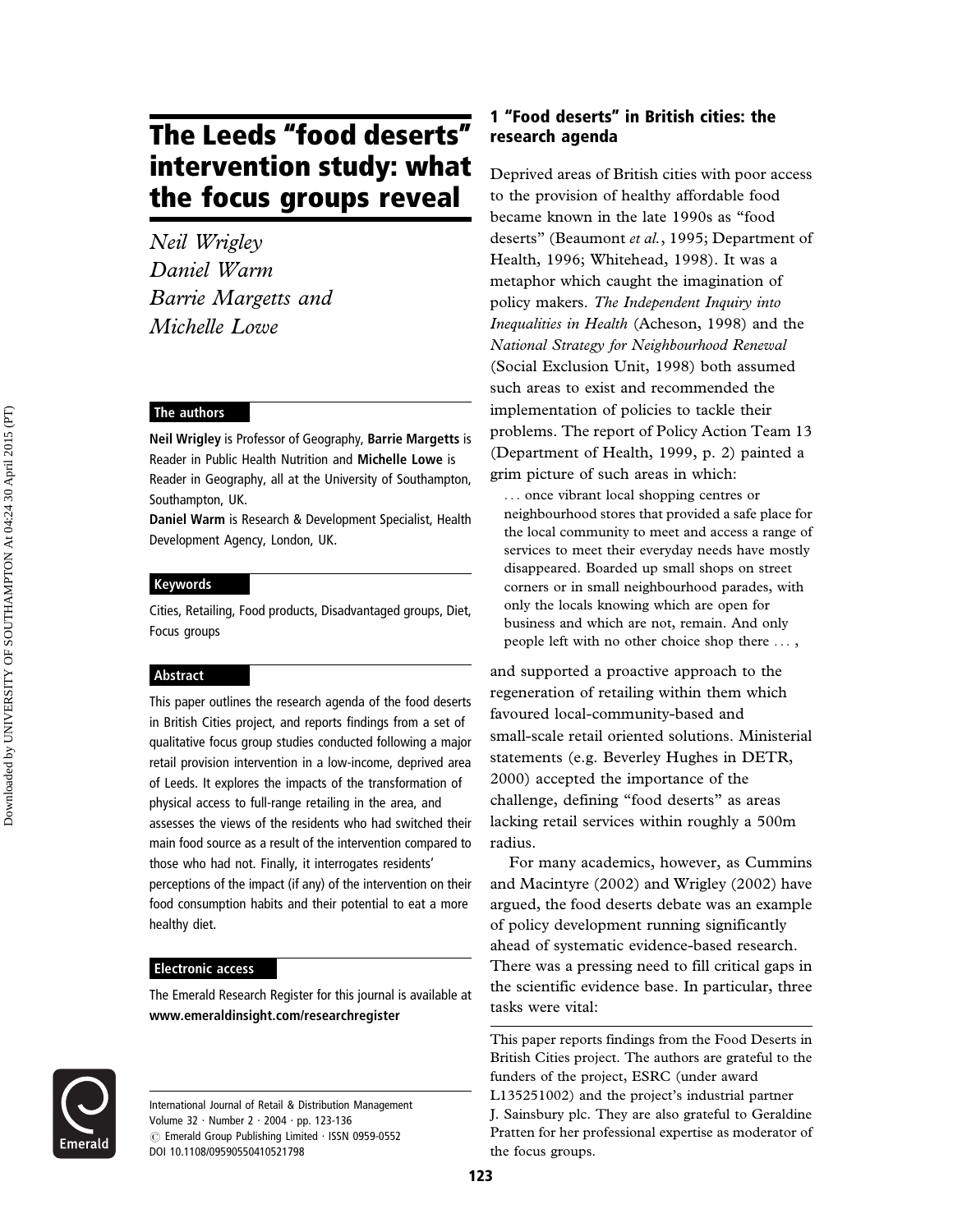# The Leeds "food deserts" intervention study: what the focus groups reveal

*Neil Wrigley*
*Daniel Warm*
*Barrie Margetts and*
*Michelle Lowe*

### The authors

**Neil Wrigley** is Professor of Geography, **Barrie Margetts** is Reader in Public Health Nutrition and **Michelle Lowe** is Reader in Geography, all at the University of Southampton, Southampton, UK.

**Daniel Warm** is Research & Development Specialist, Health Development Agency, London, UK.

### Keywords

Cities, Retailing, Food products, Disadvantaged groups, Diet, Focus groups

### Abstract

This paper outlines the research agenda of the food deserts in British Cities project, and reports findings from a set of qualitative focus group studies conducted following a major retail provision intervention in a low-income, deprived area of Leeds. It explores the impacts of the transformation of physical access to full-range retailing in the area, and assesses the views of the residents who had switched their main food source as a result of the intervention compared to those who had not. Finally, it interrogates residents' perceptions of the impact (if any) of the intervention on their food consumption habits and their potential to eat a more healthy diet.

### Electronic access

The Emerald Research Register for this journal is available at **www.emeraldinsight.com/researchregister**

International Journal of Retail & Distribution Management
Volume 32 · Number 2 · 2004 · pp. 123-136
© Emerald Group Publishing Limited · ISSN 0959-0552
DOI 10.1108/09590550410521798

## 1 "Food deserts" in British cities: the research agenda

Deprived areas of British cities with poor access to the provision of healthy affordable food became known in the late 1990s as "food deserts" (Beaumont *et al.*, 1995; Department of Health, 1996; Whitehead, 1998). It was a metaphor which caught the imagination of policy makers. *The Independent Inquiry into Inequalities in Health* (Acheson, 1998) and the *National Strategy for Neighbourhood Renewal* (Social Exclusion Unit, 1998) both assumed such areas to exist and recommended the implementation of policies to tackle their problems. The report of Policy Action Team 13 (Department of Health, 1999, p. 2) painted a grim picture of such areas in which:

> ... once vibrant local shopping centres or neighbourhood stores that provided a safe place for the local community to meet and access a range of services to meet their everyday needs have mostly disappeared. Boarded up small shops on street corners or in small neighbourhood parades, with only the locals knowing which are open for business and which are not, remain. And only people left with no other choice shop there ... ,

and supported a proactive approach to the regeneration of retailing within them which favoured local-community-based and small-scale retail oriented solutions. Ministerial statements (e.g. Beverley Hughes in DETR, 2000) accepted the importance of the challenge, defining "food deserts" as areas lacking retail services within roughly a 500m radius.

For many academics, however, as Cummins and Macintyre (2002) and Wrigley (2002) have argued, the food deserts debate was an example of policy development running significantly ahead of systematic evidence-based research. There was a pressing need to fill critical gaps in the scientific evidence base. In particular, three tasks were vital:

This paper reports findings from the Food Deserts in British Cities project. The authors are grateful to the funders of the project, ESRC (under award L135251002) and the project's industrial partner J. Sainsbury plc. They are also grateful to Geraldine Pratten for her professional expertise as moderator of the focus groups.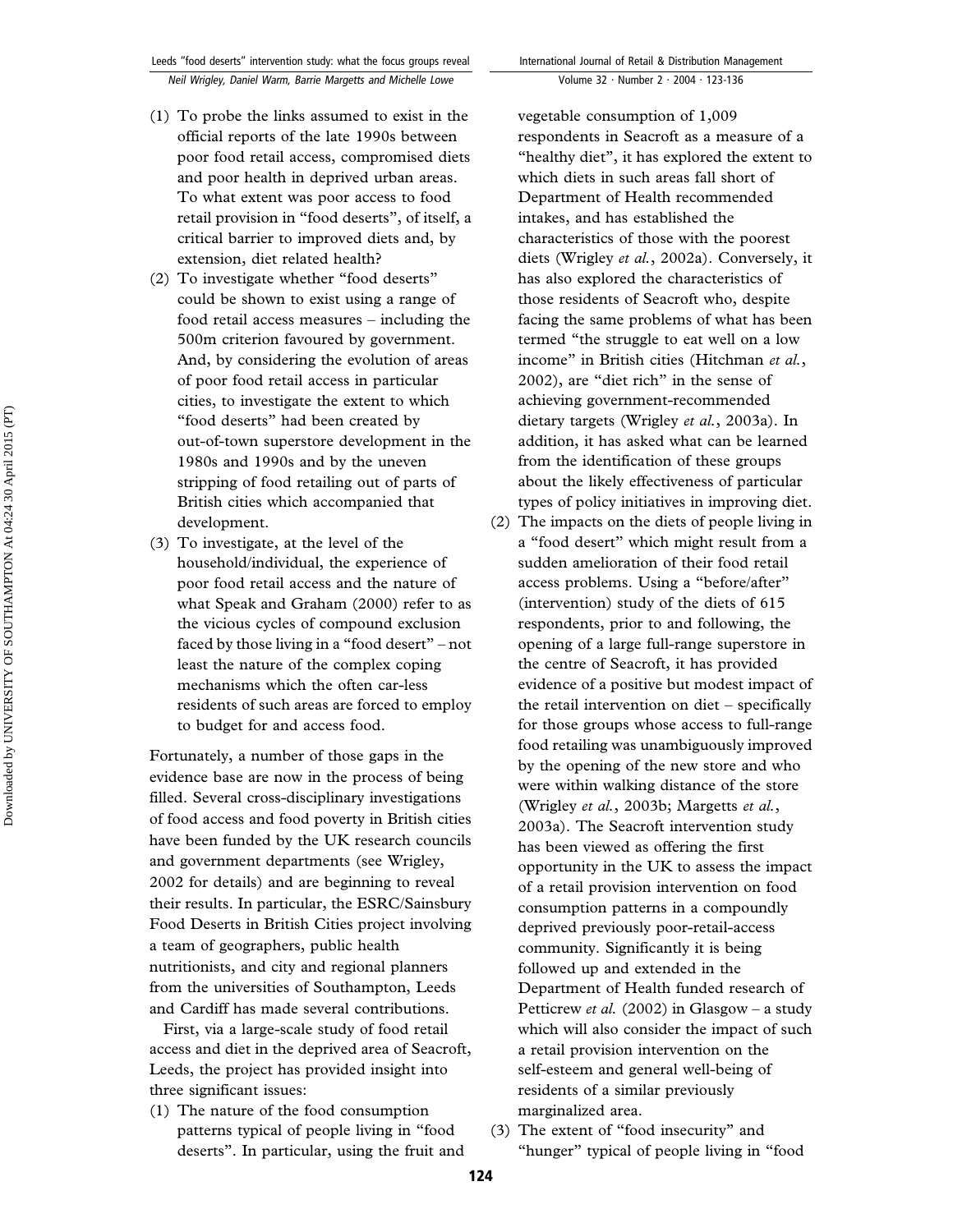(1) To probe the links assumed to exist in the official reports of the late 1990s between poor food retail access, compromised diets and poor health in deprived urban areas. To what extent was poor access to food retail provision in "food deserts", of itself, a critical barrier to improved diets and, by extension, diet related health?
(2) To investigate whether "food deserts" could be shown to exist using a range of food retail access measures – including the 500m criterion favoured by government. And, by considering the evolution of areas of poor food retail access in particular cities, to investigate the extent to which "food deserts" had been created by out-of-town superstore development in the 1980s and 1990s and by the uneven stripping of food retailing out of parts of British cities which accompanied that development.
(3) To investigate, at the level of the household/individual, the experience of poor food retail access and the nature of what Speak and Graham (2000) refer to as the vicious cycles of compound exclusion faced by those living in a "food desert" – not least the nature of the complex coping mechanisms which the often car-less residents of such areas are forced to employ to budget for and access food.

Fortunately, a number of those gaps in the evidence base are now in the process of being filled. Several cross-disciplinary investigations of food access and food poverty in British cities have been funded by the UK research councils and government departments (see Wrigley, 2002 for details) and are beginning to reveal their results. In particular, the ESRC/Sainsbury Food Deserts in British Cities project involving a team of geographers, public health nutritionists, and city and regional planners from the universities of Southampton, Leeds and Cardiff has made several contributions.

First, via a large-scale study of food retail access and diet in the deprived area of Seacroft, Leeds, the project has provided insight into three significant issues:

(1) The nature of the food consumption patterns typical of people living in "food deserts". In particular, using the fruit and vegetable consumption of 1,009 respondents in Seacroft as a measure of a "healthy diet", it has explored the extent to which diets in such areas fall short of Department of Health recommended intakes, and has established the characteristics of those with the poorest diets (Wrigley *et al.*, 2002a). Conversely, it has also explored the characteristics of those residents of Seacroft who, despite facing the same problems of what has been termed "the struggle to eat well on a low income" in British cities (Hitchman *et al.*, 2002), are "diet rich" in the sense of achieving government-recommended dietary targets (Wrigley *et al.*, 2003a). In addition, it has asked what can be learned from the identification of these groups about the likely effectiveness of particular types of policy initiatives in improving diet.
(2) The impacts on the diets of people living in a "food desert" which might result from a sudden amelioration of their food retail access problems. Using a "before/after" (intervention) study of the diets of 615 respondents, prior to and following, the opening of a large full-range superstore in the centre of Seacroft, it has provided evidence of a positive but modest impact of the retail intervention on diet – specifically for those groups whose access to full-range food retailing was unambiguously improved by the opening of the new store and who were within walking distance of the store (Wrigley *et al.*, 2003b; Margetts *et al.*, 2003a). The Seacroft intervention study has been viewed as offering the first opportunity in the UK to assess the impact of a retail provision intervention on food consumption patterns in a compoundly deprived previously poor-retail-access community. Significantly it is being followed up and extended in the Department of Health funded research of Petticrew *et al.* (2002) in Glasgow – a study which will also consider the impact of such a retail provision intervention on the self-esteem and general well-being of residents of a similar previously marginalized area.
(3) The extent of "food insecurity" and "hunger" typical of people living in "food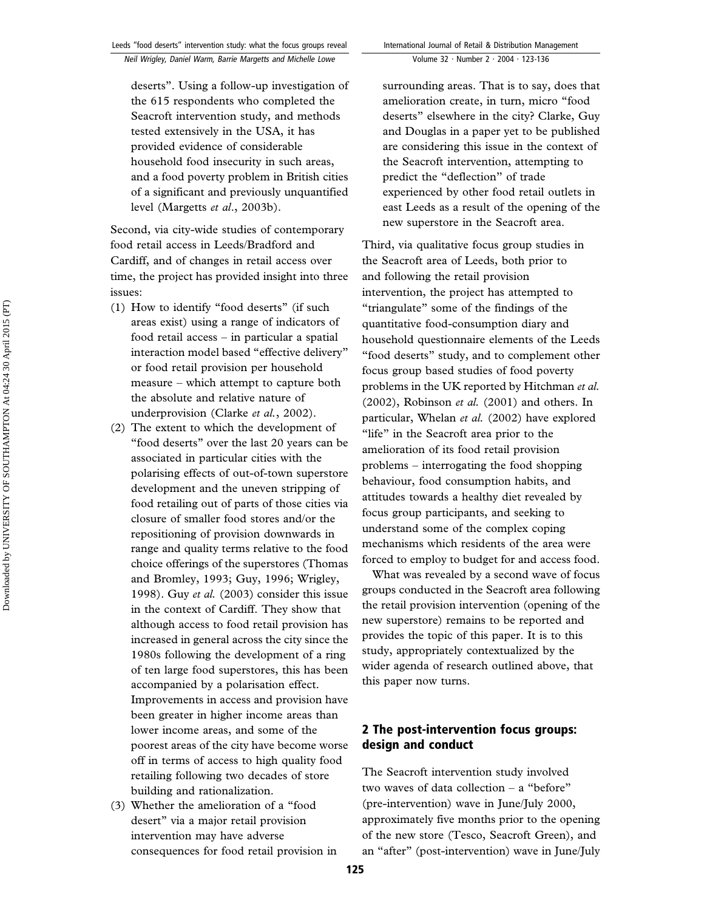deserts". Using a follow-up investigation of the 615 respondents who completed the Seacroft intervention study, and methods tested extensively in the USA, it has provided evidence of considerable household food insecurity in such areas, and a food poverty problem in British cities of a significant and previously unquantified level (Margetts *et al*., 2003b).

Second, via city-wide studies of contemporary food retail access in Leeds/Bradford and Cardiff, and of changes in retail access over time, the project has provided insight into three issues:

(1) How to identify "food deserts" (if such areas exist) using a range of indicators of food retail access – in particular a spatial interaction model based "effective delivery" or food retail provision per household measure – which attempt to capture both the absolute and relative nature of underprovision (Clarke *et al.*, 2002).
(2) The extent to which the development of "food deserts" over the last 20 years can be associated in particular cities with the polarising effects of out-of-town superstore development and the uneven stripping of food retailing out of parts of those cities via closure of smaller food stores and/or the repositioning of provision downwards in range and quality terms relative to the food choice offerings of the superstores (Thomas and Bromley, 1993; Guy, 1996; Wrigley, 1998). Guy *et al.* (2003) consider this issue in the context of Cardiff. They show that although access to food retail provision has increased in general across the city since the 1980s following the development of a ring of ten large food superstores, this has been accompanied by a polarisation effect. Improvements in access and provision have been greater in higher income areas than lower income areas, and some of the poorest areas of the city have become worse off in terms of access to high quality food retailing following two decades of store building and rationalization.
(3) Whether the amelioration of a "food desert" via a major retail provision intervention may have adverse consequences for food retail provision in surrounding areas. That is to say, does that amelioration create, in turn, micro "food deserts" elsewhere in the city? Clarke, Guy and Douglas in a paper yet to be published are considering this issue in the context of the Seacroft intervention, attempting to predict the "deflection" of trade experienced by other food retail outlets in east Leeds as a result of the opening of the new superstore in the Seacroft area.

Third, via qualitative focus group studies in the Seacroft area of Leeds, both prior to and following the retail provision intervention, the project has attempted to "triangulate" some of the findings of the quantitative food-consumption diary and household questionnaire elements of the Leeds "food deserts" study, and to complement other focus group based studies of food poverty problems in the UK reported by Hitchman *et al.* (2002), Robinson *et al.* (2001) and others. In particular, Whelan *et al.* (2002) have explored "life" in the Seacroft area prior to the amelioration of its food retail provision problems – interrogating the food shopping behaviour, food consumption habits, and attitudes towards a healthy diet revealed by focus group participants, and seeking to understand some of the complex coping mechanisms which residents of the area were forced to employ to budget for and access food.

What was revealed by a second wave of focus groups conducted in the Seacroft area following the retail provision intervention (opening of the new superstore) remains to be reported and provides the topic of this paper. It is to this study, appropriately contextualized by the wider agenda of research outlined above, that this paper now turns.

## 2 The post-intervention focus groups: design and conduct

The Seacroft intervention study involved two waves of data collection – a "before" (pre-intervention) wave in June/July 2000, approximately five months prior to the opening of the new store (Tesco, Seacroft Green), and an "after" (post-intervention) wave in June/July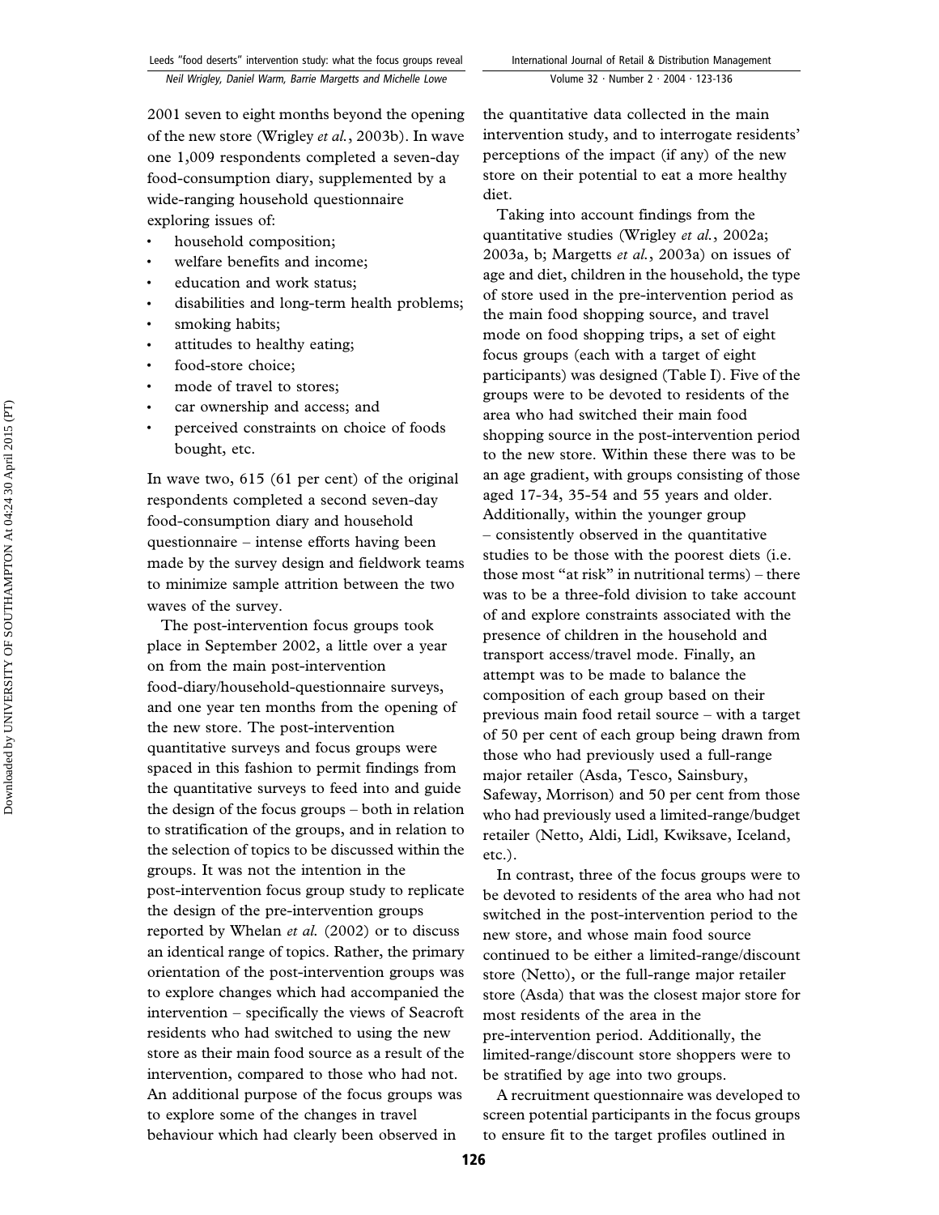2001 seven to eight months beyond the opening of the new store (Wrigley *et al.*, 2003b). In wave one 1,009 respondents completed a seven-day food-consumption diary, supplemented by a wide-ranging household questionnaire exploring issues of:

- household composition;
- welfare benefits and income;
- education and work status;
- disabilities and long-term health problems;
- smoking habits;
- attitudes to healthy eating;
- food-store choice;
- mode of travel to stores;
- car ownership and access; and
- perceived constraints on choice of foods bought, etc.

In wave two, 615 (61 per cent) of the original respondents completed a second seven-day food-consumption diary and household questionnaire – intense efforts having been made by the survey design and fieldwork teams to minimize sample attrition between the two waves of the survey.

The post-intervention focus groups took place in September 2002, a little over a year on from the main post-intervention food-diary/household-questionnaire surveys, and one year ten months from the opening of the new store. The post-intervention quantitative surveys and focus groups were spaced in this fashion to permit findings from the quantitative surveys to feed into and guide the design of the focus groups – both in relation to stratification of the groups, and in relation to the selection of topics to be discussed within the groups. It was not the intention in the post-intervention focus group study to replicate the design of the pre-intervention groups reported by Whelan *et al.* (2002) or to discuss an identical range of topics. Rather, the primary orientation of the post-intervention groups was to explore changes which had accompanied the intervention – specifically the views of Seacroft residents who had switched to using the new store as their main food source as a result of the intervention, compared to those who had not. An additional purpose of the focus groups was to explore some of the changes in travel behaviour which had clearly been observed in the quantitative data collected in the main intervention study, and to interrogate residents' perceptions of the impact (if any) of the new store on their potential to eat a more healthy diet.

Taking into account findings from the quantitative studies (Wrigley *et al.*, 2002a; 2003a, b; Margetts *et al.*, 2003a) on issues of age and diet, children in the household, the type of store used in the pre-intervention period as the main food shopping source, and travel mode on food shopping trips, a set of eight focus groups (each with a target of eight participants) was designed (Table I). Five of the groups were to be devoted to residents of the area who had switched their main food shopping source in the post-intervention period to the new store. Within these there was to be an age gradient, with groups consisting of those aged 17-34, 35-54 and 55 years and older. Additionally, within the younger group – consistently observed in the quantitative studies to be those with the poorest diets (i.e. those most "at risk" in nutritional terms) – there was to be a three-fold division to take account of and explore constraints associated with the presence of children in the household and transport access/travel mode. Finally, an attempt was to be made to balance the composition of each group based on their previous main food retail source – with a target of 50 per cent of each group being drawn from those who had previously used a full-range major retailer (Asda, Tesco, Sainsbury, Safeway, Morrison) and 50 per cent from those who had previously used a limited-range/budget retailer (Netto, Aldi, Lidl, Kwiksave, Iceland, etc.).

In contrast, three of the focus groups were to be devoted to residents of the area who had not switched in the post-intervention period to the new store, and whose main food source continued to be either a limited-range/discount store (Netto), or the full-range major retailer store (Asda) that was the closest major store for most residents of the area in the pre-intervention period. Additionally, the limited-range/discount store shoppers were to be stratified by age into two groups.

A recruitment questionnaire was developed to screen potential participants in the focus groups to ensure fit to the target profiles outlined in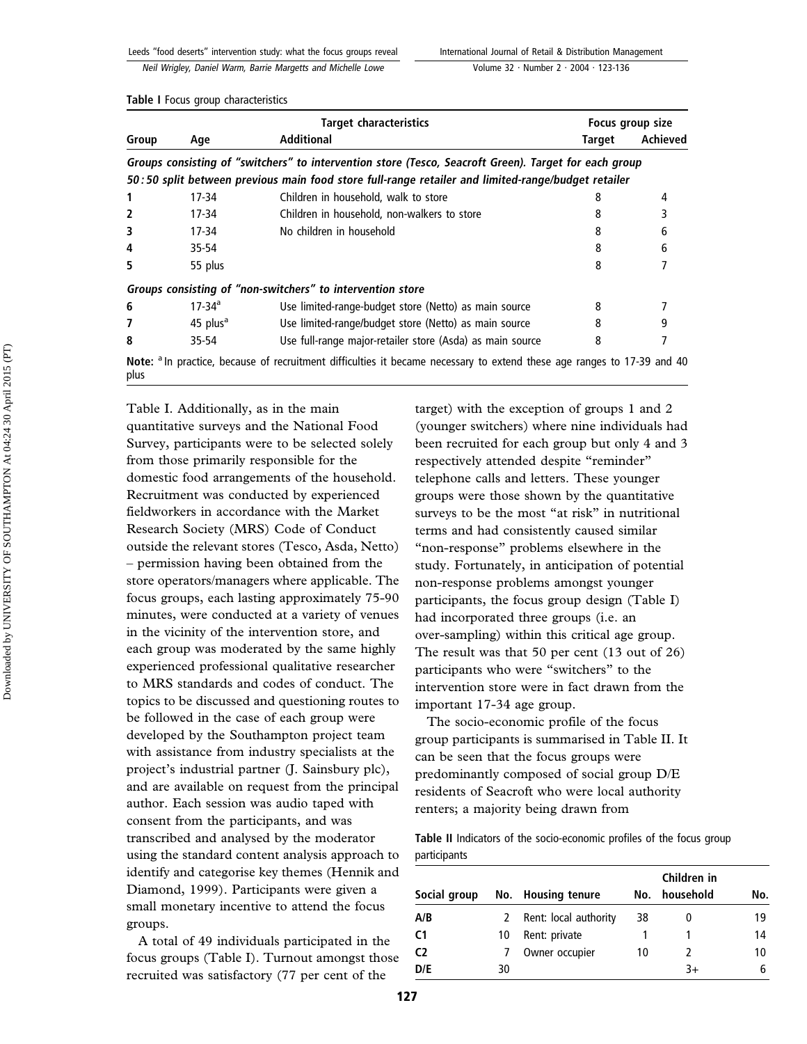**Table I** Focus group characteristics

| Group | Target characteristics | | Focus group size | |
|---|---|---|---|---|
| | Age | Additional | Target | Achieved |
| *Groups consisting of "switchers" to intervention store (Tesco, Seacroft Green). Target for each group 50 : 50 split between previous main food store full-range retailer and limited-range/budget retailer* | | | | |
| 1 | 17-34 | Children in household, walk to store | 8 | 4 |
| 2 | 17-34 | Children in household, non-walkers to store | 8 | 3 |
| 3 | 17-34 | No children in household | 8 | 6 |
| 4 | 35-54 | | 8 | 6 |
| 5 | 55 plus | | 8 | 7 |
| *Groups consisting of "non-switchers" to intervention store* | | | | |
| 6 | 17-34[a] | Use limited-range-budget store (Netto) as main source | 8 | 7 |
| 7 | 45 plus[a] | Use limited-range/budget store (Netto) as main source | 8 | 9 |
| 8 | 35-54 | Use full-range major-retailer store (Asda) as main source | 8 | 7 |

**Note:** [a] In practice, because of recruitment difficulties it became necessary to extend these age ranges to 17-39 and 40 plus

Table I. Additionally, as in the main quantitative surveys and the National Food Survey, participants were to be selected solely from those primarily responsible for the domestic food arrangements of the household. Recruitment was conducted by experienced fieldworkers in accordance with the Market Research Society (MRS) Code of Conduct outside the relevant stores (Tesco, Asda, Netto) – permission having been obtained from the store operators/managers where applicable. The focus groups, each lasting approximately 75-90 minutes, were conducted at a variety of venues in the vicinity of the intervention store, and each group was moderated by the same highly experienced professional qualitative researcher to MRS standards and codes of conduct. The topics to be discussed and questioning routes to be followed in the case of each group were developed by the Southampton project team with assistance from industry specialists at the project's industrial partner (J. Sainsbury plc), and are available on request from the principal author. Each session was audio taped with consent from the participants, and was transcribed and analysed by the moderator using the standard content analysis approach to identify and categorise key themes (Hennik and Diamond, 1999). Participants were given a small monetary incentive to attend the focus groups.

A total of 49 individuals participated in the focus groups (Table I). Turnout amongst those recruited was satisfactory (77 per cent of the target) with the exception of groups 1 and 2 (younger switchers) where nine individuals had been recruited for each group but only 4 and 3 respectively attended despite "reminder" telephone calls and letters. These younger groups were those shown by the quantitative surveys to be the most "at risk" in nutritional terms and had consistently caused similar "non-response" problems elsewhere in the study. Fortunately, in anticipation of potential non-response problems amongst younger participants, the focus group design (Table I) had incorporated three groups (i.e. an over-sampling) within this critical age group. The result was that 50 per cent (13 out of 26) participants who were "switchers" to the intervention store were in fact drawn from the important 17-34 age group.

The socio-economic profile of the focus group participants is summarised in Table II. It can be seen that the focus groups were predominantly composed of social group D/E residents of Seacroft who were local authority renters; a majority being drawn from

**Table II** Indicators of the socio-economic profiles of the focus group participants

| Social group | No. | Housing tenure | No. | Children in household | No. |
|---|---|---|---|---|---|
| A/B | 2 | Rent: local authority | 38 | 0 | 19 |
| C1 | 10 | Rent: private | 1 | 1 | 14 |
| C2 | 7 | Owner occupier | 10 | 2 | 10 |
| D/E | 30 | | | 3+ | 6 |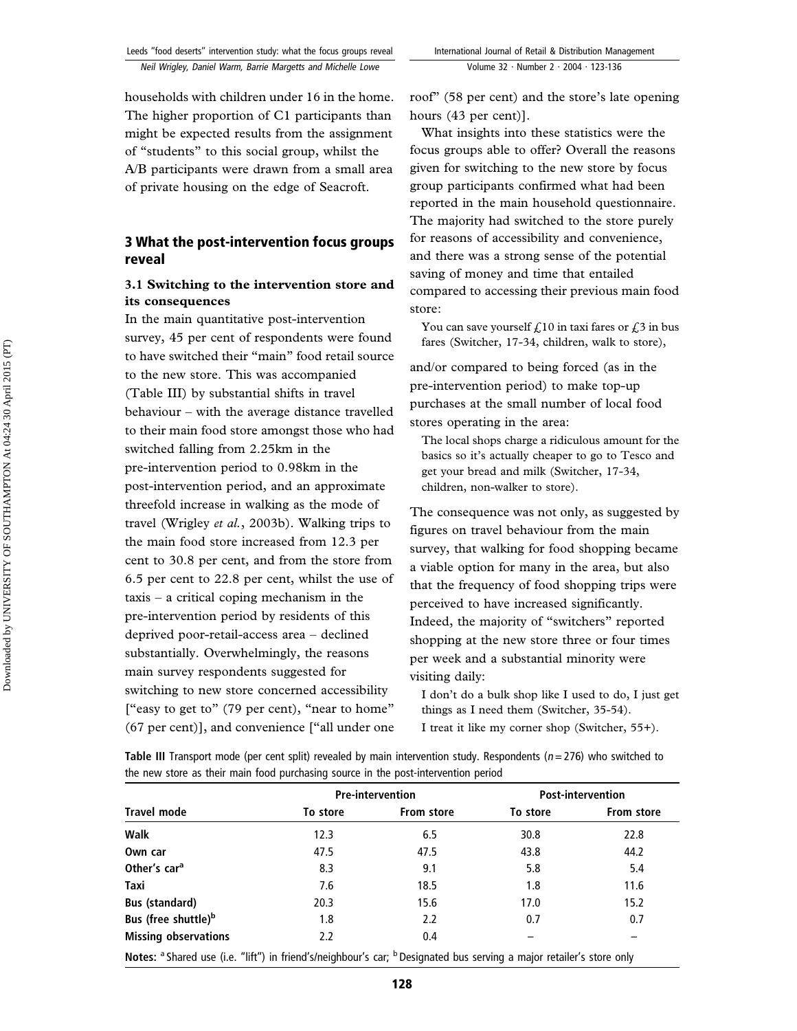households with children under 16 in the home. The higher proportion of C1 participants than might be expected results from the assignment of "students" to this social group, whilst the A/B participants were drawn from a small area of private housing on the edge of Seacroft.

## 3 What the post-intervention focus groups reveal

### 3.1 Switching to the intervention store and its consequences

In the main quantitative post-intervention survey, 45 per cent of respondents were found to have switched their "main" food retail source to the new store. This was accompanied (Table III) by substantial shifts in travel behaviour – with the average distance travelled to their main food store amongst those who had switched falling from 2.25km in the pre-intervention period to 0.98km in the post-intervention period, and an approximate threefold increase in walking as the mode of travel (Wrigley *et al.*, 2003b). Walking trips to the main food store increased from 12.3 per cent to 30.8 per cent, and from the store from 6.5 per cent to 22.8 per cent, whilst the use of taxis – a critical coping mechanism in the pre-intervention period by residents of this deprived poor-retail-access area – declined substantially. Overwhelmingly, the reasons main survey respondents suggested for switching to new store concerned accessibility ["easy to get to" (79 per cent), "near to home" (67 per cent)], and convenience ["all under one roof" (58 per cent) and the store's late opening hours (43 per cent)].

What insights into these statistics were the focus groups able to offer? Overall the reasons given for switching to the new store by focus group participants confirmed what had been reported in the main household questionnaire. The majority had switched to the store purely for reasons of accessibility and convenience, and there was a strong sense of the potential saving of money and time that entailed compared to accessing their previous main food store:

> You can save yourself £10 in taxi fares or £3 in bus fares (Switcher, 17-34, children, walk to store),

and/or compared to being forced (as in the pre-intervention period) to make top-up purchases at the small number of local food stores operating in the area:

> The local shops charge a ridiculous amount for the basics so it's actually cheaper to go to Tesco and get your bread and milk (Switcher, 17-34, children, non-walker to store).

The consequence was not only, as suggested by figures on travel behaviour from the main survey, that walking for food shopping became a viable option for many in the area, but also that the frequency of food shopping trips were perceived to have increased significantly. Indeed, the majority of "switchers" reported shopping at the new store three or four times per week and a substantial minority were visiting daily:

> I don't do a bulk shop like I used to do, I just get things as I need them (Switcher, 35-54).
>
> I treat it like my corner shop (Switcher, 55+).

**Table III** Transport mode (per cent split) revealed by main intervention study. Respondents ($n = 276$) who switched to the new store as their main food purchasing source in the post-intervention period

| Travel mode | Pre-intervention | | Post-intervention | |
|---|---|---|---|---|
| | To store | From store | To store | From store |
| **Walk** | 12.3 | 6.5 | 30.8 | 22.8 |
| **Own car** | 47.5 | 47.5 | 43.8 | 44.2 |
| **Other's car**[a] | 8.3 | 9.1 | 5.8 | 5.4 |
| **Taxi** | 7.6 | 18.5 | 1.8 | 11.6 |
| **Bus (standard)** | 20.3 | 15.6 | 17.0 | 15.2 |
| **Bus (free shuttle)**[b] | 1.8 | 2.2 | 0.7 | 0.7 |
| **Missing observations** | 2.2 | 0.4 | – | – |

**Notes:** [a] Shared use (i.e. "lift") in friend's/neighbour's car; [b] Designated bus serving a major retailer's store only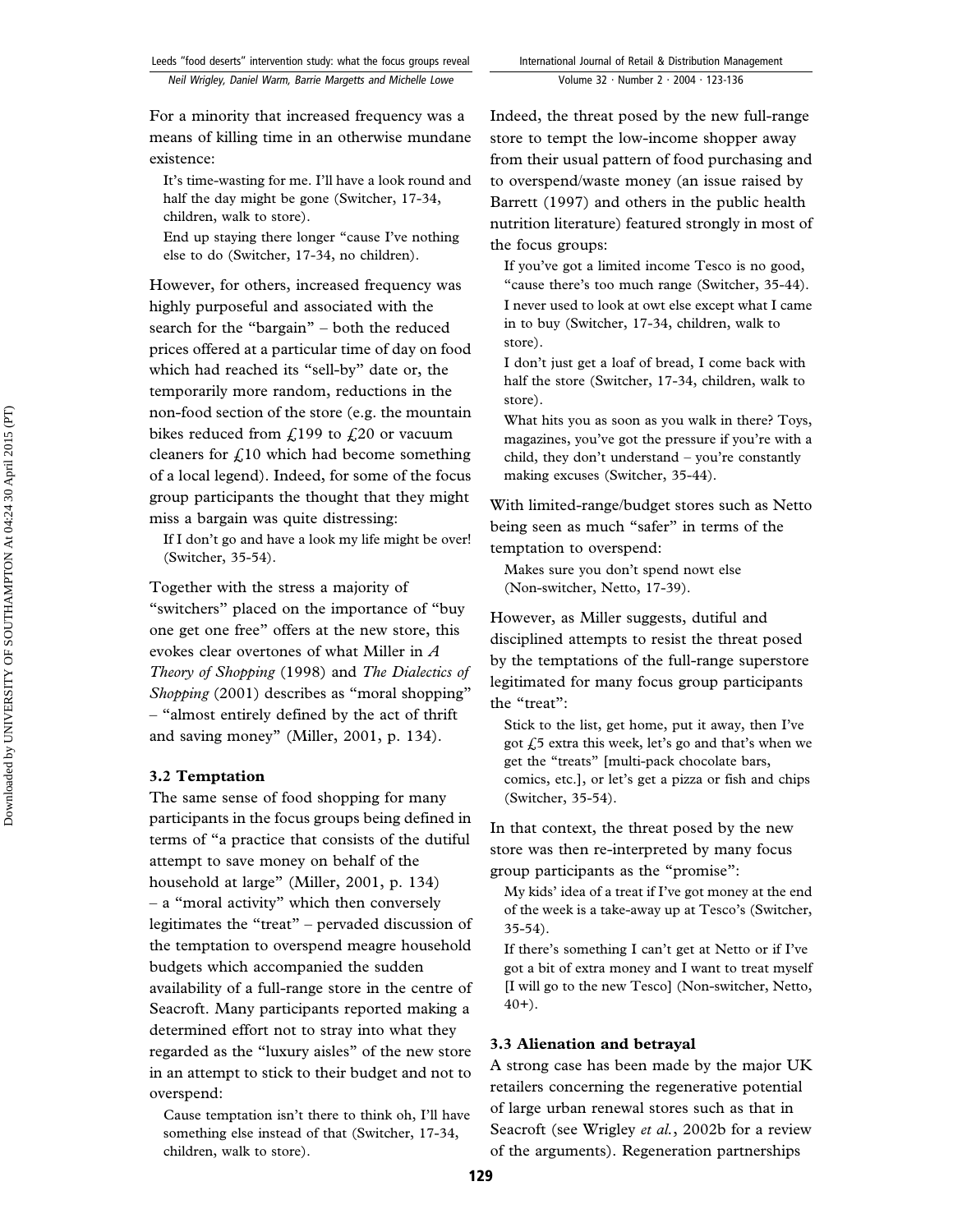For a minority that increased frequency was a means of killing time in an otherwise mundane existence:

> It's time-wasting for me. I'll have a look round and half the day might be gone (Switcher, 17-34, children, walk to store).
>
> End up staying there longer "cause I've nothing else to do (Switcher, 17-34, no children).

However, for others, increased frequency was highly purposeful and associated with the search for the "bargain" – both the reduced prices offered at a particular time of day on food which had reached its "sell-by" date or, the temporarily more random, reductions in the non-food section of the store (e.g. the mountain bikes reduced from £199 to £20 or vacuum cleaners for £10 which had become something of a local legend). Indeed, for some of the focus group participants the thought that they might miss a bargain was quite distressing:

> If I don't go and have a look my life might be over! (Switcher, 35-54).

Together with the stress a majority of "switchers" placed on the importance of "buy one get one free" offers at the new store, this evokes clear overtones of what Miller in *A Theory of Shopping* (1998) and *The Dialectics of Shopping* (2001) describes as "moral shopping" – "almost entirely defined by the act of thrift and saving money" (Miller, 2001, p. 134).

### 3.2 Temptation

The same sense of food shopping for many participants in the focus groups being defined in terms of "a practice that consists of the dutiful attempt to save money on behalf of the household at large" (Miller, 2001, p. 134) – a "moral activity" which then conversely legitimates the "treat" – pervaded discussion of the temptation to overspend meagre household budgets which accompanied the sudden availability of a full-range store in the centre of Seacroft. Many participants reported making a determined effort not to stray into what they regarded as the "luxury aisles" of the new store in an attempt to stick to their budget and not to overspend:

> Cause temptation isn't there to think oh, I'll have something else instead of that (Switcher, 17-34, children, walk to store).

Indeed, the threat posed by the new full-range store to tempt the low-income shopper away from their usual pattern of food purchasing and to overspend/waste money (an issue raised by Barrett (1997) and others in the public health nutrition literature) featured strongly in most of the focus groups:

> If you've got a limited income Tesco is no good, "cause there's too much range (Switcher, 35-44).
>
> I never used to look at owt else except what I came in to buy (Switcher, 17-34, children, walk to store).
>
> I don't just get a loaf of bread, I come back with half the store (Switcher, 17-34, children, walk to store).
>
> What hits you as soon as you walk in there? Toys, magazines, you've got the pressure if you're with a child, they don't understand – you're constantly making excuses (Switcher, 35-44).

With limited-range/budget stores such as Netto being seen as much "safer" in terms of the temptation to overspend:

> Makes sure you don't spend nowt else (Non-switcher, Netto, 17-39).

However, as Miller suggests, dutiful and disciplined attempts to resist the threat posed by the temptations of the full-range superstore legitimated for many focus group participants the "treat":

> Stick to the list, get home, put it away, then I've got £5 extra this week, let's go and that's when we get the "treats" [multi-pack chocolate bars, comics, etc.], or let's get a pizza or fish and chips (Switcher, 35-54).

In that context, the threat posed by the new store was then re-interpreted by many focus group participants as the "promise":

> My kids' idea of a treat if I've got money at the end of the week is a take-away up at Tesco's (Switcher, 35-54).
>
> If there's something I can't get at Netto or if I've got a bit of extra money and I want to treat myself [I will go to the new Tesco] (Non-switcher, Netto, 40+).

### 3.3 Alienation and betrayal

A strong case has been made by the major UK retailers concerning the regenerative potential of large urban renewal stores such as that in Seacroft (see Wrigley *et al.*, 2002b for a review of the arguments). Regeneration partnerships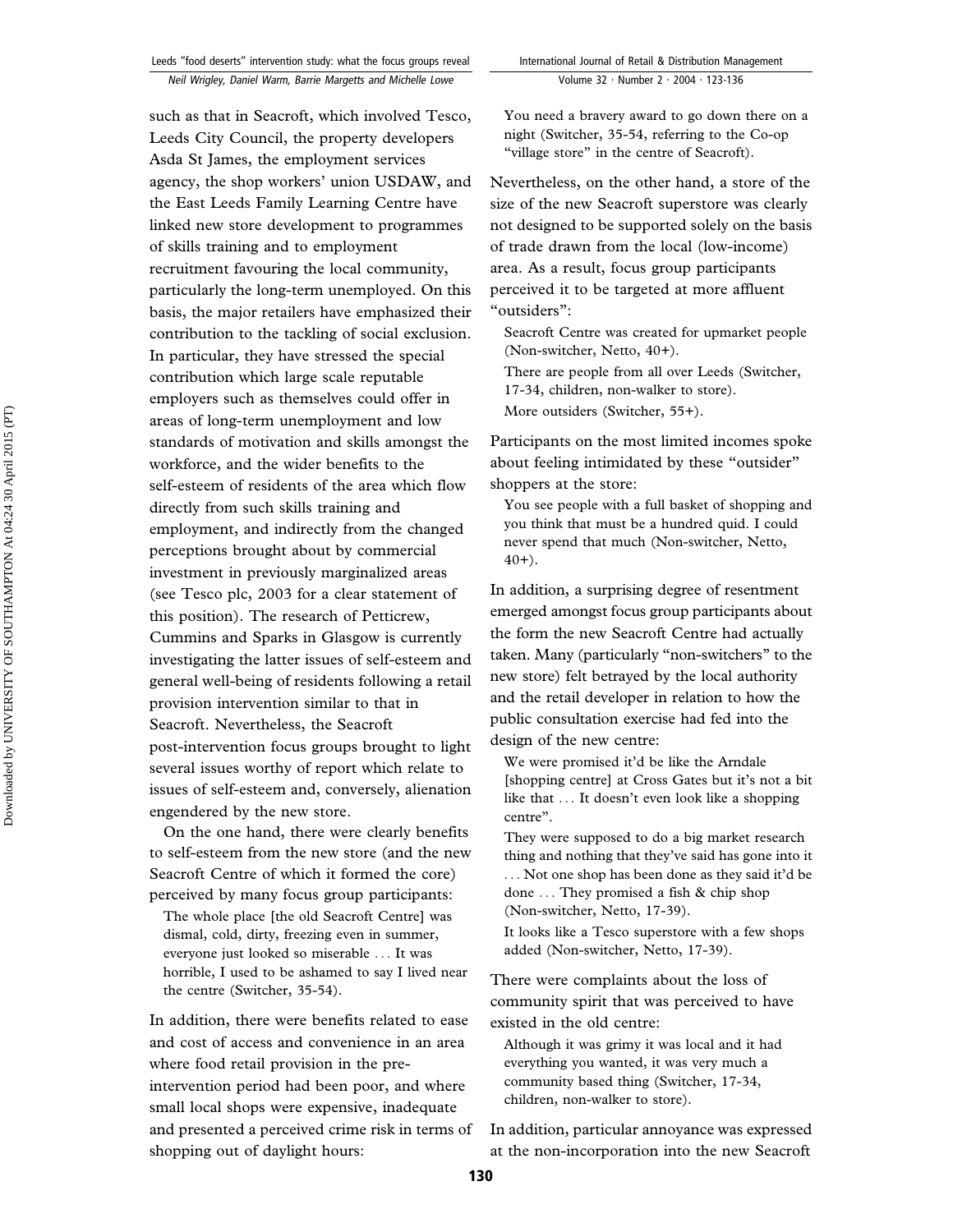such as that in Seacroft, which involved Tesco, Leeds City Council, the property developers Asda St James, the employment services agency, the shop workers' union USDAW, and the East Leeds Family Learning Centre have linked new store development to programmes of skills training and to employment recruitment favouring the local community, particularly the long-term unemployed. On this basis, the major retailers have emphasized their contribution to the tackling of social exclusion. In particular, they have stressed the special contribution which large scale reputable employers such as themselves could offer in areas of long-term unemployment and low standards of motivation and skills amongst the workforce, and the wider benefits to the self-esteem of residents of the area which flow directly from such skills training and employment, and indirectly from the changed perceptions brought about by commercial investment in previously marginalized areas (see Tesco plc, 2003 for a clear statement of this position). The research of Petticrew, Cummins and Sparks in Glasgow is currently investigating the latter issues of self-esteem and general well-being of residents following a retail provision intervention similar to that in Seacroft. Nevertheless, the Seacroft post-intervention focus groups brought to light several issues worthy of report which relate to issues of self-esteem and, conversely, alienation engendered by the new store.

On the one hand, there were clearly benefits to self-esteem from the new store (and the new Seacroft Centre of which it formed the core) perceived by many focus group participants:

> The whole place [the old Seacroft Centre] was dismal, cold, dirty, freezing even in summer, everyone just looked so miserable ... It was horrible, I used to be ashamed to say I lived near the centre (Switcher, 35-54).

In addition, there were benefits related to ease and cost of access and convenience in an area where food retail provision in the pre-intervention period had been poor, and where small local shops were expensive, inadequate and presented a perceived crime risk in terms of shopping out of daylight hours:

> You need a bravery award to go down there on a night (Switcher, 35-54, referring to the Co-op "village store" in the centre of Seacroft).

Nevertheless, on the other hand, a store of the size of the new Seacroft superstore was clearly not designed to be supported solely on the basis of trade drawn from the local (low-income) area. As a result, focus group participants perceived it to be targeted at more affluent "outsiders":

> Seacroft Centre was created for upmarket people (Non-switcher, Netto, 40+).
>
> There are people from all over Leeds (Switcher, 17-34, children, non-walker to store).
>
> More outsiders (Switcher, 55+).

Participants on the most limited incomes spoke about feeling intimidated by these "outsider" shoppers at the store:

> You see people with a full basket of shopping and you think that must be a hundred quid. I could never spend that much (Non-switcher, Netto, 40+).

In addition, a surprising degree of resentment emerged amongst focus group participants about the form the new Seacroft Centre had actually taken. Many (particularly "non-switchers" to the new store) felt betrayed by the local authority and the retail developer in relation to how the public consultation exercise had fed into the design of the new centre:

> We were promised it'd be like the Arndale [shopping centre] at Cross Gates but it's not a bit like that ... It doesn't even look like a shopping centre".
>
> They were supposed to do a big market research thing and nothing that they've said has gone into it ... Not one shop has been done as they said it'd be done ... They promised a fish & chip shop (Non-switcher, Netto, 17-39).
>
> It looks like a Tesco superstore with a few shops added (Non-switcher, Netto, 17-39).

There were complaints about the loss of community spirit that was perceived to have existed in the old centre:

> Although it was grimy it was local and it had everything you wanted, it was very much a community based thing (Switcher, 17-34, children, non-walker to store).

In addition, particular annoyance was expressed at the non-incorporation into the new Seacroft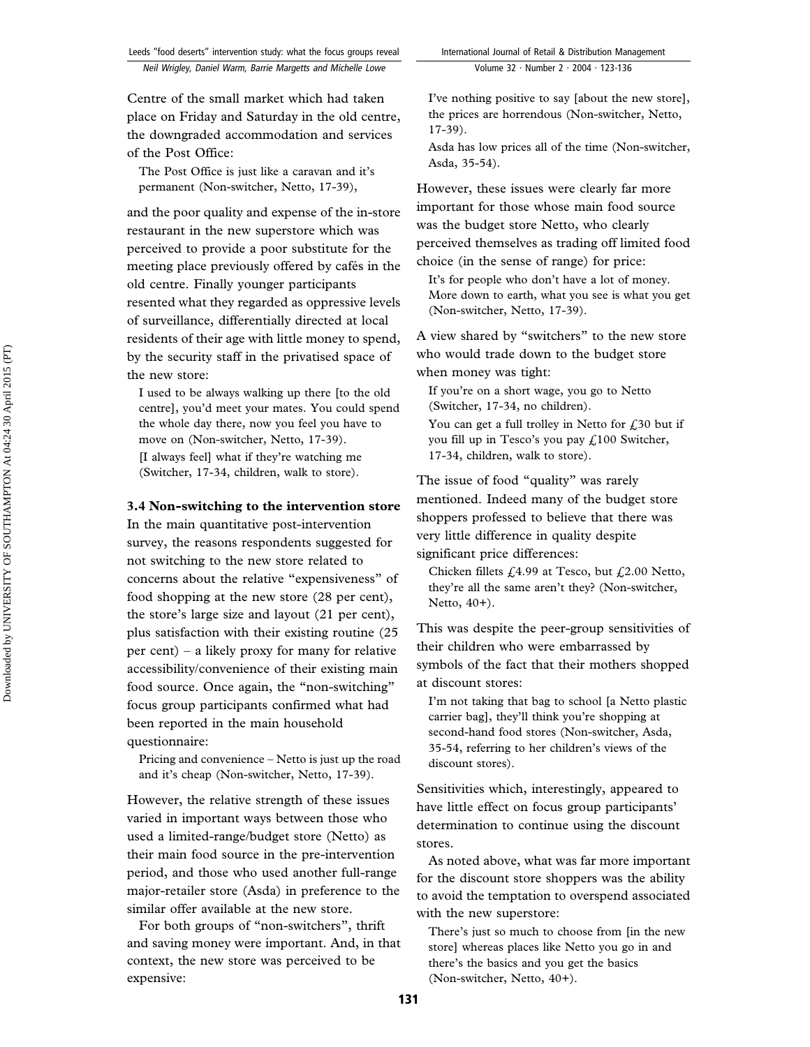Centre of the small market which had taken place on Friday and Saturday in the old centre, the downgraded accommodation and services of the Post Office:

> The Post Office is just like a caravan and it's permanent (Non-switcher, Netto, 17-39),

and the poor quality and expense of the in-store restaurant in the new superstore which was perceived to provide a poor substitute for the meeting place previously offered by cafés in the old centre. Finally younger participants resented what they regarded as oppressive levels of surveillance, differentially directed at local residents of their age with little money to spend, by the security staff in the privatised space of the new store:

> I used to be always walking up there [to the old centre], you'd meet your mates. You could spend the whole day there, now you feel you have to move on (Non-switcher, Netto, 17-39).
>
> [I always feel] what if they're watching me (Switcher, 17-34, children, walk to store).

### 3.4 Non-switching to the intervention store

In the main quantitative post-intervention survey, the reasons respondents suggested for not switching to the new store related to concerns about the relative "expensiveness" of food shopping at the new store (28 per cent), the store's large size and layout (21 per cent), plus satisfaction with their existing routine (25 per cent) – a likely proxy for many for relative accessibility/convenience of their existing main food source. Once again, the "non-switching" focus group participants confirmed what had been reported in the main household questionnaire:

> Pricing and convenience – Netto is just up the road and it's cheap (Non-switcher, Netto, 17-39).

However, the relative strength of these issues varied in important ways between those who used a limited-range/budget store (Netto) as their main food source in the pre-intervention period, and those who used another full-range major-retailer store (Asda) in preference to the similar offer available at the new store.

For both groups of "non-switchers", thrift and saving money were important. And, in that context, the new store was perceived to be expensive:

> I've nothing positive to say [about the new store], the prices are horrendous (Non-switcher, Netto, 17-39).
>
> Asda has low prices all of the time (Non-switcher, Asda, 35-54).

However, these issues were clearly far more important for those whose main food source was the budget store Netto, who clearly perceived themselves as trading off limited food choice (in the sense of range) for price:

> It's for people who don't have a lot of money. More down to earth, what you see is what you get (Non-switcher, Netto, 17-39).

A view shared by "switchers" to the new store who would trade down to the budget store when money was tight:

> If you're on a short wage, you go to Netto (Switcher, 17-34, no children).
>
> You can get a full trolley in Netto for £30 but if you fill up in Tesco's you pay £100 Switcher, 17-34, children, walk to store).

The issue of food "quality" was rarely mentioned. Indeed many of the budget store shoppers professed to believe that there was very little difference in quality despite significant price differences:

> Chicken fillets £4.99 at Tesco, but £2.00 Netto, they're all the same aren't they? (Non-switcher, Netto, 40+).

This was despite the peer-group sensitivities of their children who were embarrassed by symbols of the fact that their mothers shopped at discount stores:

> I'm not taking that bag to school [a Netto plastic carrier bag], they'll think you're shopping at second-hand food stores (Non-switcher, Asda, 35-54, referring to her children's views of the discount stores).

Sensitivities which, interestingly, appeared to have little effect on focus group participants' determination to continue using the discount stores.

As noted above, what was far more important for the discount store shoppers was the ability to avoid the temptation to overspend associated with the new superstore:

> There's just so much to choose from [in the new store] whereas places like Netto you go in and there's the basics and you get the basics (Non-switcher, Netto, 40+).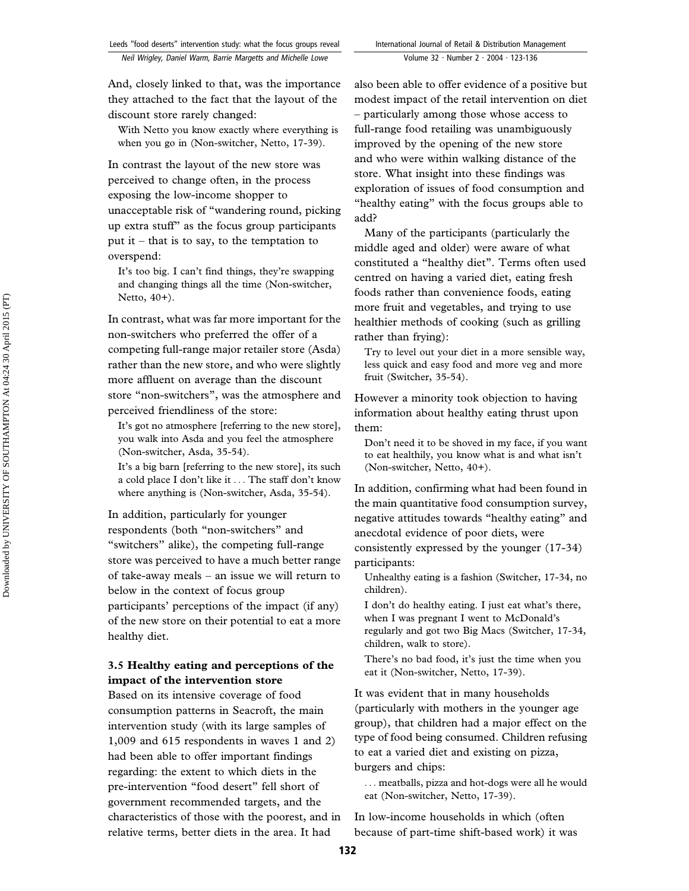And, closely linked to that, was the importance they attached to the fact that the layout of the discount store rarely changed:

> With Netto you know exactly where everything is when you go in (Non-switcher, Netto, 17-39).

In contrast the layout of the new store was perceived to change often, in the process exposing the low-income shopper to unacceptable risk of "wandering round, picking up extra stuff" as the focus group participants put it – that is to say, to the temptation to overspend:

> It's too big. I can't find things, they're swapping and changing things all the time (Non-switcher, Netto, 40+).

In contrast, what was far more important for the non-switchers who preferred the offer of a competing full-range major retailer store (Asda) rather than the new store, and who were slightly more affluent on average than the discount store "non-switchers", was the atmosphere and perceived friendliness of the store:

> It's got no atmosphere [referring to the new store], you walk into Asda and you feel the atmosphere (Non-switcher, Asda, 35-54).
>
> It's a big barn [referring to the new store], its such a cold place I don't like it . . . The staff don't know where anything is (Non-switcher, Asda, 35-54).

In addition, particularly for younger respondents (both "non-switchers" and "switchers" alike), the competing full-range store was perceived to have a much better range of take-away meals – an issue we will return to below in the context of focus group participants' perceptions of the impact (if any) of the new store on their potential to eat a more healthy diet.

### 3.5 Healthy eating and perceptions of the impact of the intervention store

Based on its intensive coverage of food consumption patterns in Seacroft, the main intervention study (with its large samples of 1,009 and 615 respondents in waves 1 and 2) had been able to offer important findings regarding: the extent to which diets in the pre-intervention "food desert" fell short of government recommended targets, and the characteristics of those with the poorest, and in relative terms, better diets in the area. It had also been able to offer evidence of a positive but modest impact of the retail intervention on diet – particularly among those whose access to full-range food retailing was unambiguously improved by the opening of the new store and who were within walking distance of the store. What insight into these findings was exploration of issues of food consumption and "healthy eating" with the focus groups able to add?

Many of the participants (particularly the middle aged and older) were aware of what constituted a "healthy diet". Terms often used centred on having a varied diet, eating fresh foods rather than convenience foods, eating more fruit and vegetables, and trying to use healthier methods of cooking (such as grilling rather than frying):

> Try to level out your diet in a more sensible way, less quick and easy food and more veg and more fruit (Switcher, 35-54).

However a minority took objection to having information about healthy eating thrust upon them:

> Don't need it to be shoved in my face, if you want to eat healthily, you know what is and what isn't (Non-switcher, Netto, 40+).

In addition, confirming what had been found in the main quantitative food consumption survey, negative attitudes towards "healthy eating" and anecdotal evidence of poor diets, were consistently expressed by the younger (17-34) participants:

> Unhealthy eating is a fashion (Switcher, 17-34, no children).
>
> I don't do healthy eating. I just eat what's there, when I was pregnant I went to McDonald's regularly and got two Big Macs (Switcher, 17-34, children, walk to store).
>
> There's no bad food, it's just the time when you eat it (Non-switcher, Netto, 17-39).

It was evident that in many households (particularly with mothers in the younger age group), that children had a major effect on the type of food being consumed. Children refusing to eat a varied diet and existing on pizza, burgers and chips:

> . . . meatballs, pizza and hot-dogs were all he would eat (Non-switcher, Netto, 17-39).

In low-income households in which (often because of part-time shift-based work) it was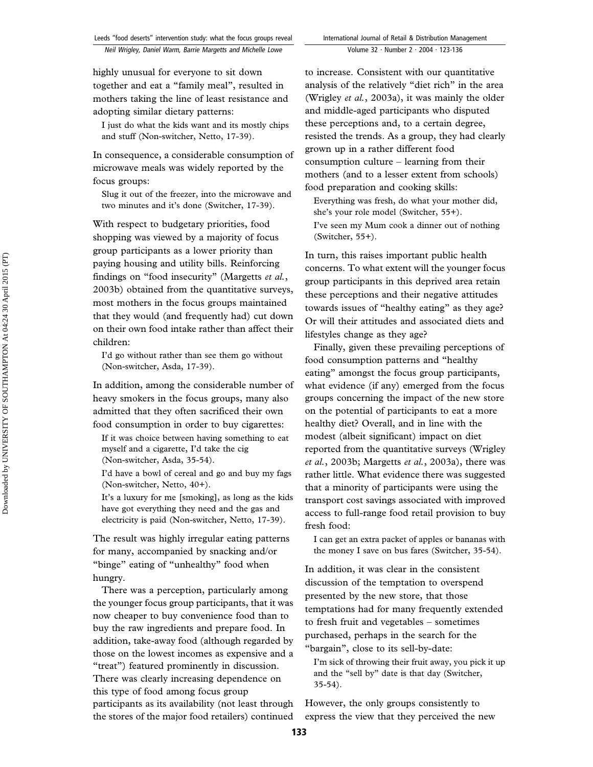highly unusual for everyone to sit down together and eat a "family meal", resulted in mothers taking the line of least resistance and adopting similar dietary patterns:

> I just do what the kids want and its mostly chips and stuff (Non-switcher, Netto, 17-39).

In consequence, a considerable consumption of microwave meals was widely reported by the focus groups:

> Slug it out of the freezer, into the microwave and two minutes and it's done (Switcher, 17-39).

With respect to budgetary priorities, food shopping was viewed by a majority of focus group participants as a lower priority than paying housing and utility bills. Reinforcing findings on "food insecurity" (Margetts *et al.*, 2003b) obtained from the quantitative surveys, most mothers in the focus groups maintained that they would (and frequently had) cut down on their own food intake rather than affect their children:

> I'd go without rather than see them go without (Non-switcher, Asda, 17-39).

In addition, among the considerable number of heavy smokers in the focus groups, many also admitted that they often sacrificed their own food consumption in order to buy cigarettes:

> If it was choice between having something to eat myself and a cigarette, I'd take the cig (Non-switcher, Asda, 35-54).
>
> I'd have a bowl of cereal and go and buy my fags (Non-switcher, Netto, 40+).
>
> It's a luxury for me [smoking], as long as the kids have got everything they need and the gas and electricity is paid (Non-switcher, Netto, 17-39).

The result was highly irregular eating patterns for many, accompanied by snacking and/or "binge" eating of "unhealthy" food when hungry.

There was a perception, particularly among the younger focus group participants, that it was now cheaper to buy convenience food than to buy the raw ingredients and prepare food. In addition, take-away food (although regarded by those on the lowest incomes as expensive and a "treat") featured prominently in discussion. There was clearly increasing dependence on this type of food among focus group participants as its availability (not least through the stores of the major food retailers) continued to increase. Consistent with our quantitative analysis of the relatively "diet rich" in the area (Wrigley *et al.*, 2003a), it was mainly the older and middle-aged participants who disputed these perceptions and, to a certain degree, resisted the trends. As a group, they had clearly grown up in a rather different food consumption culture – learning from their mothers (and to a lesser extent from schools) food preparation and cooking skills:

> Everything was fresh, do what your mother did, she's your role model (Switcher, 55+).
>
> I've seen my Mum cook a dinner out of nothing (Switcher, 55+).

In turn, this raises important public health concerns. To what extent will the younger focus group participants in this deprived area retain these perceptions and their negative attitudes towards issues of "healthy eating" as they age? Or will their attitudes and associated diets and lifestyles change as they age?

Finally, given these prevailing perceptions of food consumption patterns and "healthy eating" amongst the focus group participants, what evidence (if any) emerged from the focus groups concerning the impact of the new store on the potential of participants to eat a more healthy diet? Overall, and in line with the modest (albeit significant) impact on diet reported from the quantitative surveys (Wrigley *et al.*, 2003b; Margetts *et al.*, 2003a), there was rather little. What evidence there was suggested that a minority of participants were using the transport cost savings associated with improved access to full-range food retail provision to buy fresh food:

> I can get an extra packet of apples or bananas with the money I save on bus fares (Switcher, 35-54).

In addition, it was clear in the consistent discussion of the temptation to overspend presented by the new store, that those temptations had for many frequently extended to fresh fruit and vegetables – sometimes purchased, perhaps in the search for the "bargain", close to its sell-by-date:

> I'm sick of throwing their fruit away, you pick it up and the "sell by" date is that day (Switcher, 35-54).

However, the only groups consistently to express the view that they perceived the new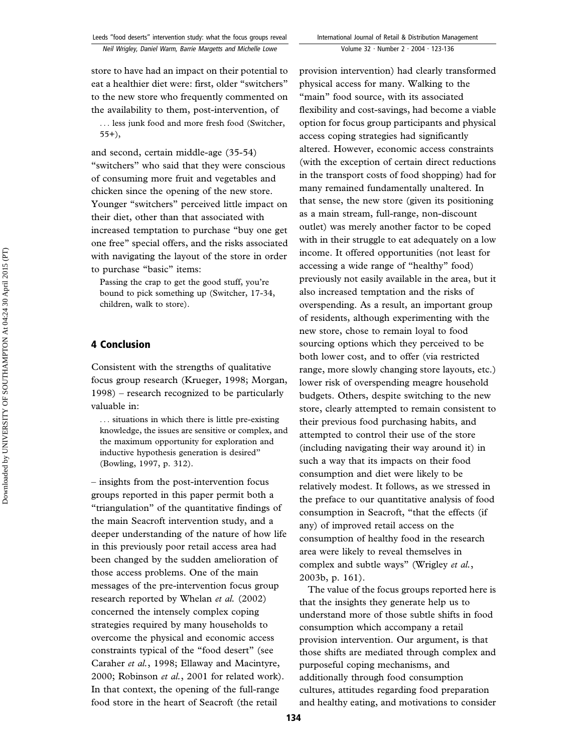store to have had an impact on their potential to eat a healthier diet were: first, older "switchers" to the new store who frequently commented on the availability to them, post-intervention, of

> ... less junk food and more fresh food (Switcher, 55+),

and second, certain middle-age (35-54) "switchers" who said that they were conscious of consuming more fruit and vegetables and chicken since the opening of the new store. Younger "switchers" perceived little impact on their diet, other than that associated with increased temptation to purchase "buy one get one free" special offers, and the risks associated with navigating the layout of the store in order to purchase "basic" items:

> Passing the crap to get the good stuff, you're bound to pick something up (Switcher, 17-34, children, walk to store).

## 4 Conclusion

Consistent with the strengths of qualitative focus group research (Krueger, 1998; Morgan, 1998) – research recognized to be particularly valuable in:

> ... situations in which there is little pre-existing knowledge, the issues are sensitive or complex, and the maximum opportunity for exploration and inductive hypothesis generation is desired" (Bowling, 1997, p. 312).

– insights from the post-intervention focus groups reported in this paper permit both a "triangulation" of the quantitative findings of the main Seacroft intervention study, and a deeper understanding of the nature of how life in this previously poor retail access area had been changed by the sudden amelioration of those access problems. One of the main messages of the pre-intervention focus group research reported by Whelan *et al.* (2002) concerned the intensely complex coping strategies required by many households to overcome the physical and economic access constraints typical of the "food desert" (see Caraher *et al.*, 1998; Ellaway and Macintyre, 2000; Robinson *et al.*, 2001 for related work). In that context, the opening of the full-range food store in the heart of Seacroft (the retail provision intervention) had clearly transformed physical access for many. Walking to the "main" food source, with its associated flexibility and cost-savings, had become a viable option for focus group participants and physical access coping strategies had significantly altered. However, economic access constraints (with the exception of certain direct reductions in the transport costs of food shopping) had for many remained fundamentally unaltered. In that sense, the new store (given its positioning as a main stream, full-range, non-discount outlet) was merely another factor to be coped with in their struggle to eat adequately on a low income. It offered opportunities (not least for accessing a wide range of "healthy" food) previously not easily available in the area, but it also increased temptation and the risks of overspending. As a result, an important group of residents, although experimenting with the new store, chose to remain loyal to food sourcing options which they perceived to be both lower cost, and to offer (via restricted range, more slowly changing store layouts, etc.) lower risk of overspending meagre household budgets. Others, despite switching to the new store, clearly attempted to remain consistent to their previous food purchasing habits, and attempted to control their use of the store (including navigating their way around it) in such a way that its impacts on their food consumption and diet were likely to be relatively modest. It follows, as we stressed in the preface to our quantitative analysis of food consumption in Seacroft, "that the effects (if any) of improved retail access on the consumption of healthy food in the research area were likely to reveal themselves in complex and subtle ways" (Wrigley *et al.*, 2003b, p. 161).

The value of the focus groups reported here is that the insights they generate help us to understand more of those subtle shifts in food consumption which accompany a retail provision intervention. Our argument, is that those shifts are mediated through complex and purposeful coping mechanisms, and additionally through food consumption cultures, attitudes regarding food preparation and healthy eating, and motivations to consider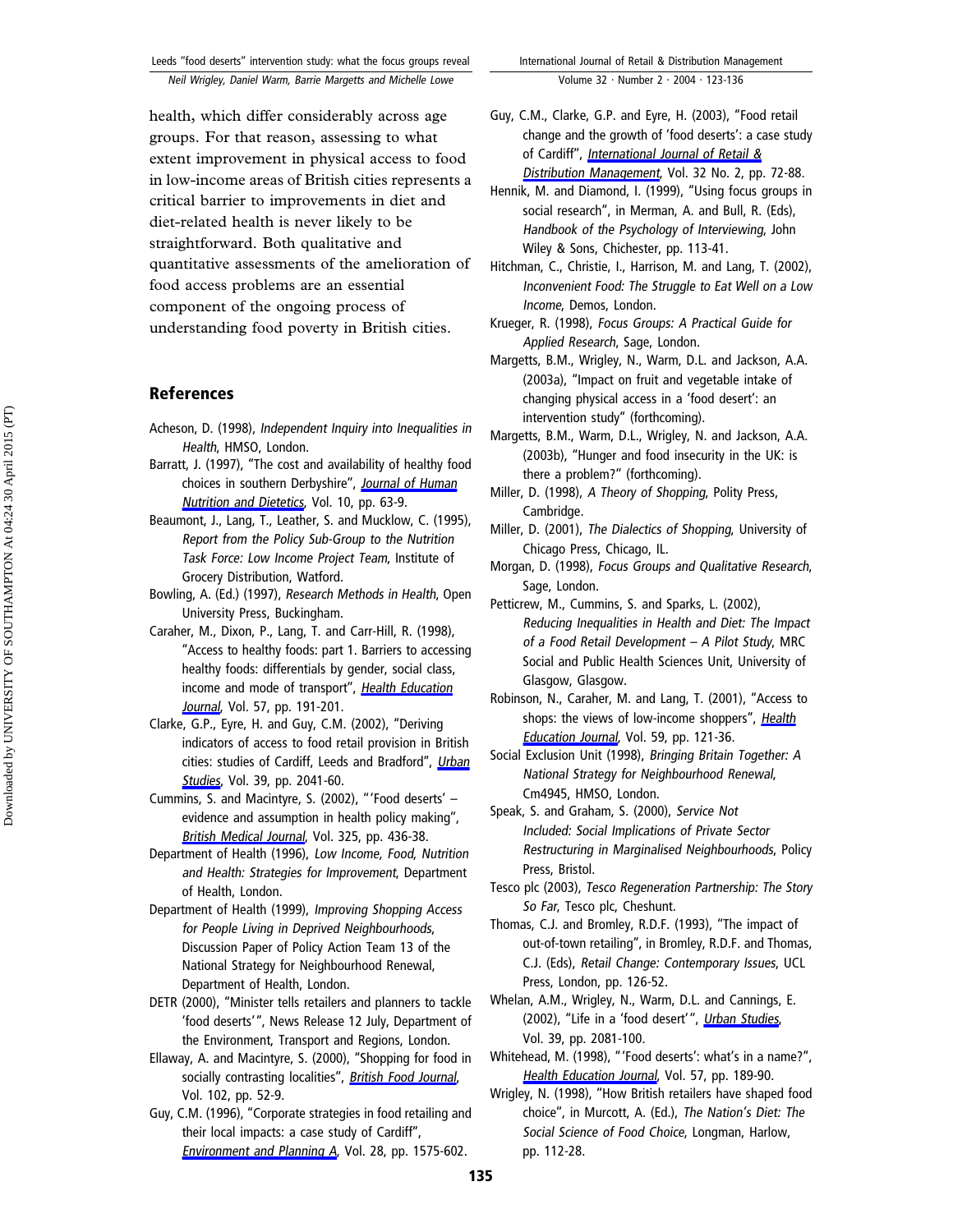health, which differ considerably across age groups. For that reason, assessing to what extent improvement in physical access to food in low-income areas of British cities represents a critical barrier to improvements in diet and diet-related health is never likely to be straightforward. Both qualitative and quantitative assessments of the amelioration of food access problems are an essential component of the ongoing process of understanding food poverty in British cities.

## References

Acheson, D. (1998), *Independent Inquiry into Inequalities in Health*, HMSO, London.

Barratt, J. (1997), "The cost and availability of healthy food choices in southern Derbyshire", *Journal of Human Nutrition and Dietetics*, Vol. 10, pp. 63-9.

Beaumont, J., Lang, T., Leather, S. and Mucklow, C. (1995), *Report from the Policy Sub-Group to the Nutrition Task Force: Low Income Project Team*, Institute of Grocery Distribution, Watford.

Bowling, A. (Ed.) (1997), *Research Methods in Health*, Open University Press, Buckingham.

Caraher, M., Dixon, P., Lang, T. and Carr-Hill, R. (1998), "Access to healthy foods: part 1. Barriers to accessing healthy foods: differentials by gender, social class, income and mode of transport", *Health Education Journal*, Vol. 57, pp. 191-201.

Clarke, G.P., Eyre, H. and Guy, C.M. (2002), "Deriving indicators of access to food retail provision in British cities: studies of Cardiff, Leeds and Bradford", *Urban Studies*, Vol. 39, pp. 2041-60.

Cummins, S. and Macintyre, S. (2002), "'Food deserts' – evidence and assumption in health policy making", *British Medical Journal*, Vol. 325, pp. 436-38.

Department of Health (1996), *Low Income, Food, Nutrition and Health: Strategies for Improvement*, Department of Health, London.

Department of Health (1999), *Improving Shopping Access for People Living in Deprived Neighbourhoods*, Discussion Paper of Policy Action Team 13 of the National Strategy for Neighbourhood Renewal, Department of Health, London.

DETR (2000), "Minister tells retailers and planners to tackle 'food deserts'", News Release 12 July, Department of the Environment, Transport and Regions, London.

Ellaway, A. and Macintyre, S. (2000), "Shopping for food in socially contrasting localities", *British Food Journal*, Vol. 102, pp. 52-9.

Guy, C.M. (1996), "Corporate strategies in food retailing and their local impacts: a case study of Cardiff", *Environment and Planning A*, Vol. 28, pp. 1575-602.

Guy, C.M., Clarke, G.P. and Eyre, H. (2003), "Food retail change and the growth of 'food deserts': a case study of Cardiff", *International Journal of Retail & Distribution Management*, Vol. 32 No. 2, pp. 72-88.

Hennik, M. and Diamond, I. (1999), "Using focus groups in social research", in Merman, A. and Bull, R. (Eds), *Handbook of the Psychology of Interviewing*, John Wiley & Sons, Chichester, pp. 113-41.

Hitchman, C., Christie, I., Harrison, M. and Lang, T. (2002), *Inconvenient Food: The Struggle to Eat Well on a Low Income*, Demos, London.

Krueger, R. (1998), *Focus Groups: A Practical Guide for Applied Research*, Sage, London.

Margetts, B.M., Wrigley, N., Warm, D.L. and Jackson, A.A. (2003a), "Impact on fruit and vegetable intake of changing physical access in a 'food desert': an intervention study" (forthcoming).

Margetts, B.M., Warm, D.L., Wrigley, N. and Jackson, A.A. (2003b), "Hunger and food insecurity in the UK: is there a problem?" (forthcoming).

Miller, D. (1998), *A Theory of Shopping*, Polity Press, Cambridge.

Miller, D. (2001), *The Dialectics of Shopping*, University of Chicago Press, Chicago, IL.

Morgan, D. (1998), *Focus Groups and Qualitative Research*, Sage, London.

Petticrew, M., Cummins, S. and Sparks, L. (2002), *Reducing Inequalities in Health and Diet: The Impact of a Food Retail Development – A Pilot Study*, MRC Social and Public Health Sciences Unit, University of Glasgow, Glasgow.

Robinson, N., Caraher, M. and Lang, T. (2001), "Access to shops: the views of low-income shoppers", *Health Education Journal*, Vol. 59, pp. 121-36.

Social Exclusion Unit (1998), *Bringing Britain Together: A National Strategy for Neighbourhood Renewal*, Cm4945, HMSO, London.

Speak, S. and Graham, S. (2000), *Service Not Included: Social Implications of Private Sector Restructuring in Marginalised Neighbourhoods*, Policy Press, Bristol.

Tesco plc (2003), *Tesco Regeneration Partnership: The Story So Far*, Tesco plc, Cheshunt.

Thomas, C.J. and Bromley, R.D.F. (1993), "The impact of out-of-town retailing", in Bromley, R.D.F. and Thomas, C.J. (Eds), *Retail Change: Contemporary Issues*, UCL Press, London, pp. 126-52.

Whelan, A.M., Wrigley, N., Warm, D.L. and Cannings, E. (2002), "Life in a 'food desert'", *Urban Studies*, Vol. 39, pp. 2081-100.

Whitehead, M. (1998), "'Food deserts': what's in a name?", *Health Education Journal*, Vol. 57, pp. 189-90.

Wrigley, N. (1998), "How British retailers have shaped food choice", in Murcott, A. (Ed.), *The Nation's Diet: The Social Science of Food Choice*, Longman, Harlow, pp. 112-28.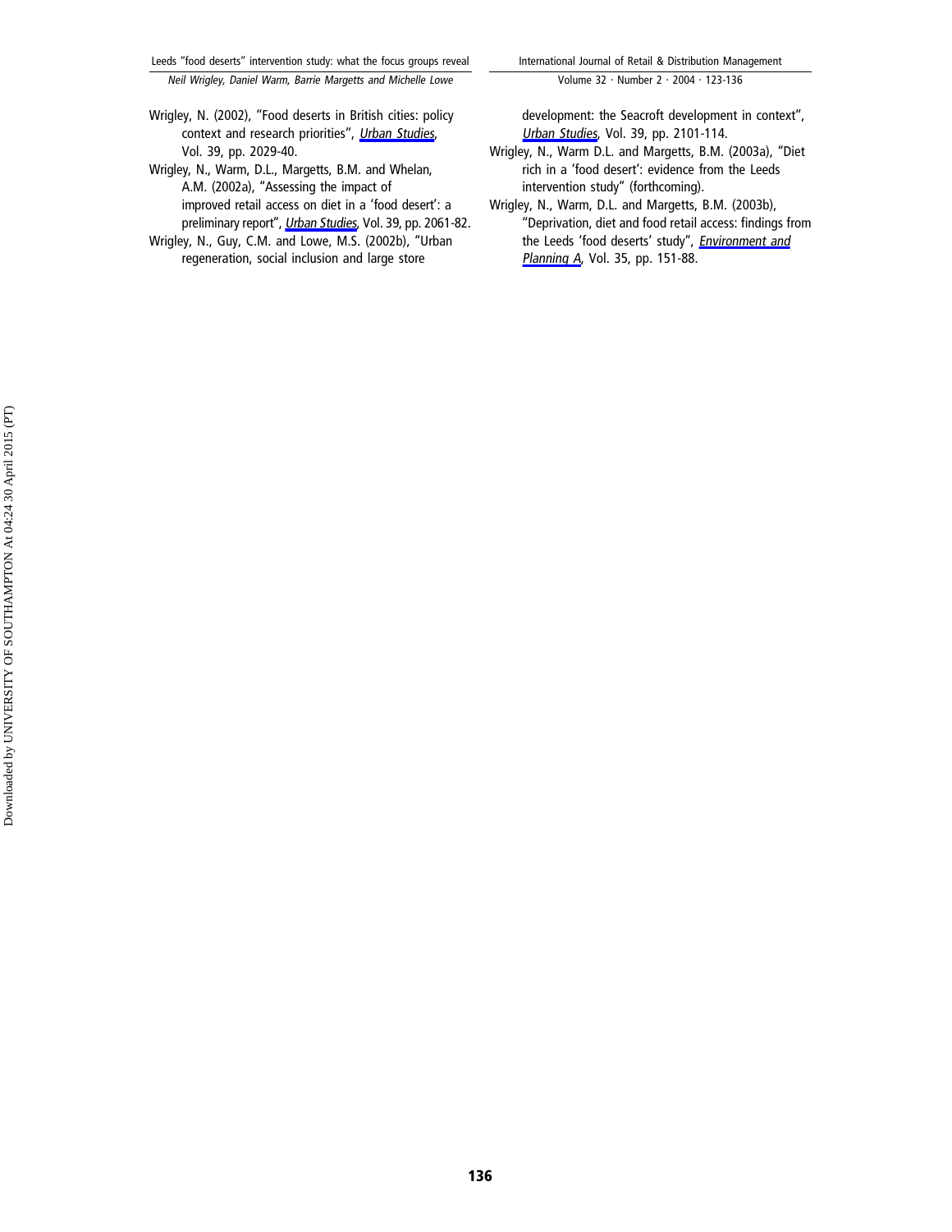Wrigley, N. (2002), "Food deserts in British cities: policy context and research priorities", *Urban Studies*, Vol. 39, pp. 2029-40.

Wrigley, N., Warm, D.L., Margetts, B.M. and Whelan, A.M. (2002a), "Assessing the impact of improved retail access on diet in a 'food desert': a preliminary report", *Urban Studies*, Vol. 39, pp. 2061-82.

Wrigley, N., Guy, C.M. and Lowe, M.S. (2002b), "Urban regeneration, social inclusion and large store development: the Seacroft development in context", *Urban Studies*, Vol. 39, pp. 2101-114.

Wrigley, N., Warm D.L. and Margetts, B.M. (2003a), "Diet rich in a 'food desert': evidence from the Leeds intervention study" (forthcoming).

Wrigley, N., Warm, D.L. and Margetts, B.M. (2003b), "Deprivation, diet and food retail access: findings from the Leeds 'food deserts' study", *Environment and Planning A*, Vol. 35, pp. 151-88.